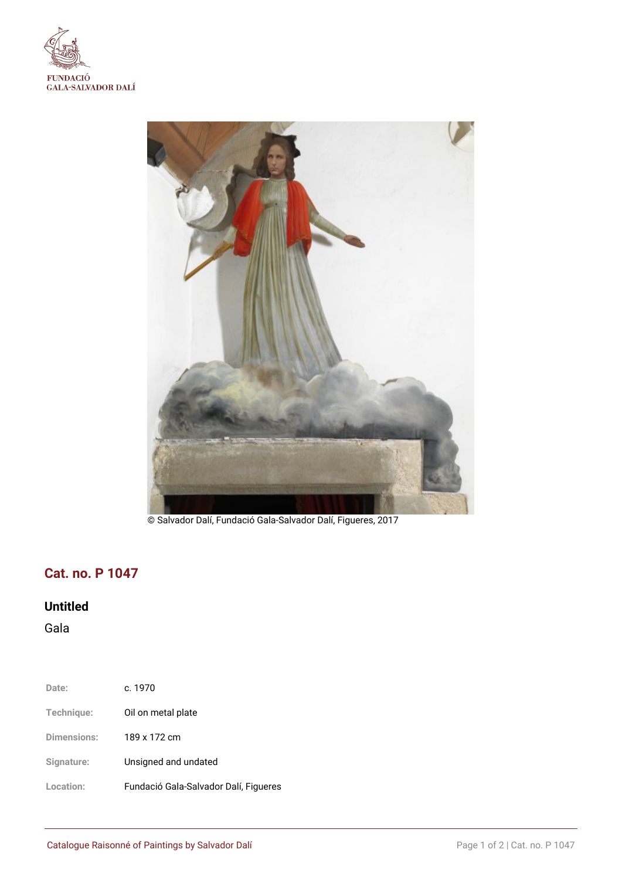© Salvador Dalí, Fundació Gala-Salvador Dalí, Figueres, 2017

## Cat. no. P 1047

### Untitled

Gala

| | |
|---|---|
| Date: | c. 1970 |
| Technique: | Oil on metal plate |
| Dimensions: | 189 x 172 cm |
| Signature: | Unsigned and undated |
| Location: | Fundació Gala-Salvador Dalí, Figueres |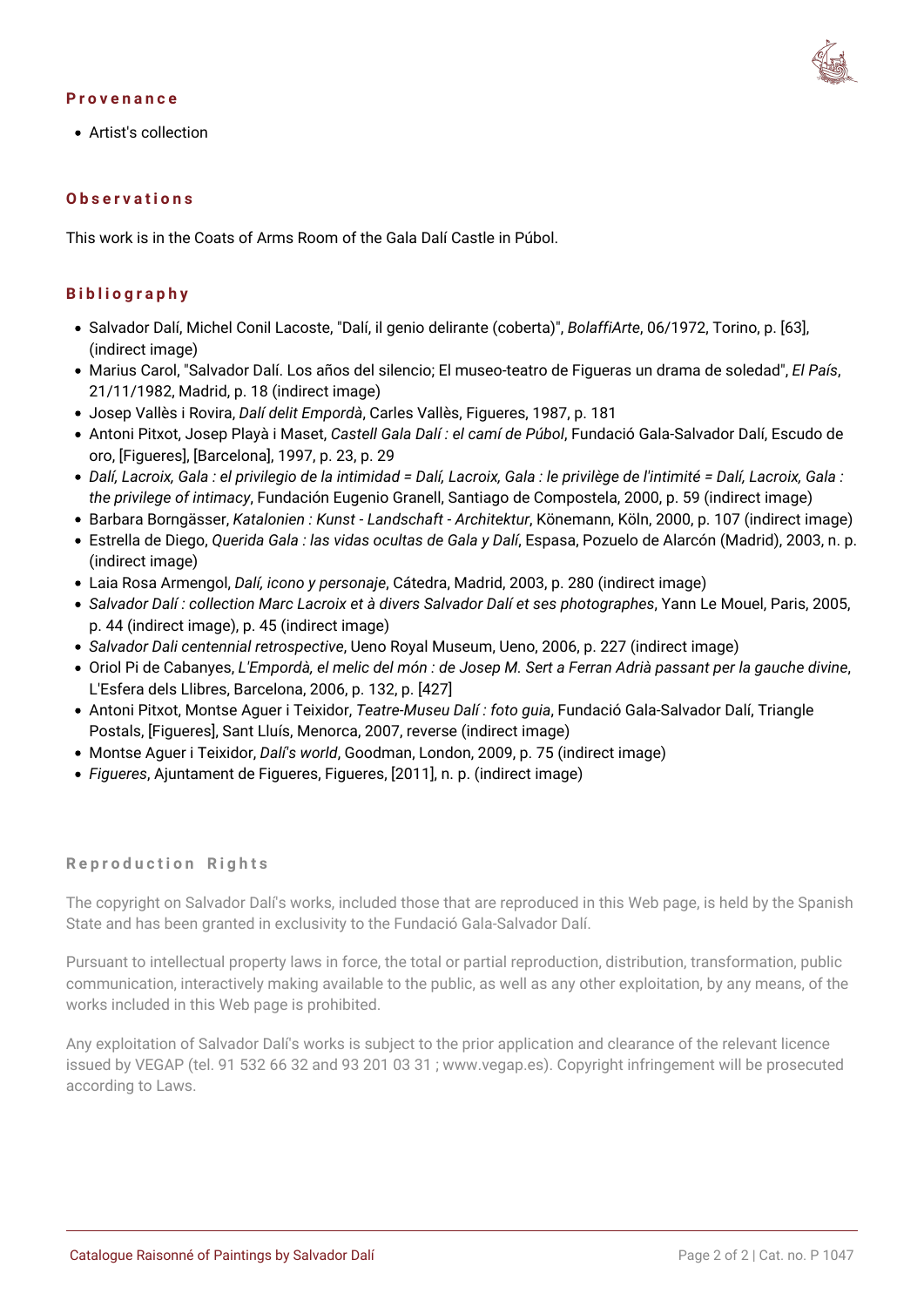## Provenance

- Artist's collection

## Observations

This work is in the Coats of Arms Room of the Gala Dalí Castle in Púbol.

## Bibliography

- Salvador Dalí, Michel Conil Lacoste, "Dalí, il genio delirante (coberta)", *BolaffiArte*, 06/1972, Torino, p. [63], (indirect image)
- Marius Carol, "Salvador Dalí. Los años del silencio; El museo-teatro de Figueras un drama de soledad", *El País*, 21/11/1982, Madrid, p. 18 (indirect image)
- Josep Vallès i Rovira, *Dalí delit Empordà*, Carles Vallès, Figueres, 1987, p. 181
- Antoni Pitxot, Josep Playà i Maset, *Castell Gala Dalí : el camí de Púbol*, Fundació Gala-Salvador Dalí, Escudo de oro, [Figueres], [Barcelona], 1997, p. 23, p. 29
- *Dalí, Lacroix, Gala : el privilegio de la intimidad = Dalí, Lacroix, Gala : le privilège de l'intimité = Dalí, Lacroix, Gala : the privilege of intimacy*, Fundación Eugenio Granell, Santiago de Compostela, 2000, p. 59 (indirect image)
- Barbara Borngässer, *Katalonien : Kunst - Landschaft - Architektur*, Könemann, Köln, 2000, p. 107 (indirect image)
- Estrella de Diego, *Querida Gala : las vidas ocultas de Gala y Dalí*, Espasa, Pozuelo de Alarcón (Madrid), 2003, n. p. (indirect image)
- Laia Rosa Armengol, *Dalí, icono y personaje*, Cátedra, Madrid, 2003, p. 280 (indirect image)
- *Salvador Dalí : collection Marc Lacroix et à divers Salvador Dalí et ses photographes*, Yann Le Mouel, Paris, 2005, p. 44 (indirect image), p. 45 (indirect image)
- *Salvador Dali centennial retrospective*, Ueno Royal Museum, Ueno, 2006, p. 227 (indirect image)
- Oriol Pi de Cabanyes, *L'Empordà, el melic del món : de Josep M. Sert a Ferran Adrià passant per la gauche divine*, L'Esfera dels Llibres, Barcelona, 2006, p. 132, p. [427]
- Antoni Pitxot, Montse Aguer i Teixidor, *Teatre-Museu Dalí : foto guia*, Fundació Gala-Salvador Dalí, Triangle Postals, [Figueres], Sant Lluís, Menorca, 2007, reverse (indirect image)
- Montse Aguer i Teixidor, *Dalí's world*, Goodman, London, 2009, p. 75 (indirect image)
- *Figueres*, Ajuntament de Figueres, Figueres, [2011], n. p. (indirect image)

## Reproduction Rights

The copyright on Salvador Dalí's works, included those that are reproduced in this Web page, is held by the Spanish State and has been granted in exclusivity to the Fundació Gala-Salvador Dalí.

Pursuant to intellectual property laws in force, the total or partial reproduction, distribution, transformation, public communication, interactively making available to the public, as well as any other exploitation, by any means, of the works included in this Web page is prohibited.

Any exploitation of Salvador Dalí's works is subject to the prior application and clearance of the relevant licence issued by VEGAP (tel. 91 532 66 32 and 93 201 03 31 ; www.vegap.es). Copyright infringement will be prosecuted according to Laws.